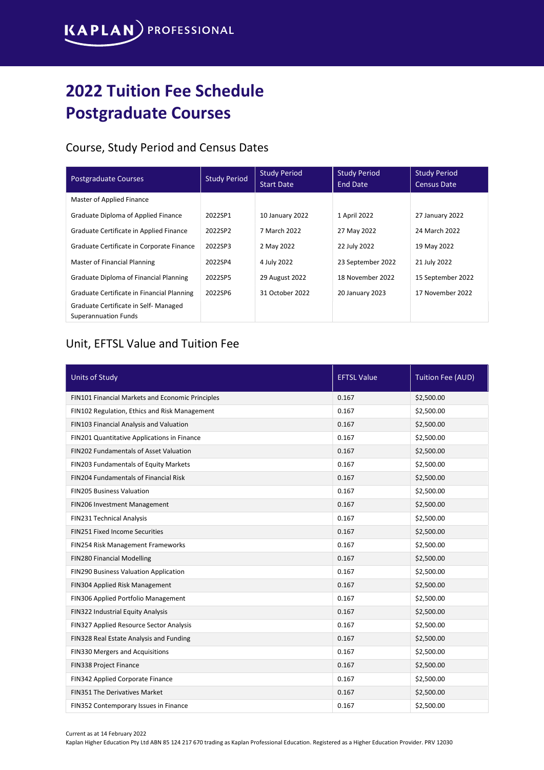KAPLAN PROFESSIONAL

# 2022 Tuition Fee Schedule
# Postgraduate Courses

## Course, Study Period and Census Dates

| Postgraduate Courses | Study Period | Study Period Start Date | Study Period End Date | Study Period Census Date |
|---|---|---|---|---|
| Master of Applied Finance | | | | |
| Graduate Diploma of Applied Finance | 2022SP1 | 10 January 2022 | 1 April 2022 | 27 January 2022 |
| Graduate Certificate in Applied Finance | 2022SP2 | 7 March 2022 | 27 May 2022 | 24 March 2022 |
| Graduate Certificate in Corporate Finance | 2022SP3 | 2 May 2022 | 22 July 2022 | 19 May 2022 |
| Master of Financial Planning | 2022SP4 | 4 July 2022 | 23 September 2022 | 21 July 2022 |
| Graduate Diploma of Financial Planning | 2022SP5 | 29 August 2022 | 18 November 2022 | 15 September 2022 |
| Graduate Certificate in Financial Planning | 2022SP6 | 31 October 2022 | 20 January 2023 | 17 November 2022 |
| Graduate Certificate in Self- Managed Superannuation Funds | | | | |

## Unit, EFTSL Value and Tuition Fee

| Units of Study | EFTSL Value | Tuition Fee (AUD) |
|---|---|---|
| FIN101 Financial Markets and Economic Principles | 0.167 | $2,500.00 |
| FIN102 Regulation, Ethics and Risk Management | 0.167 | $2,500.00 |
| FIN103 Financial Analysis and Valuation | 0.167 | $2,500.00 |
| FIN201 Quantitative Applications in Finance | 0.167 | $2,500.00 |
| FIN202 Fundamentals of Asset Valuation | 0.167 | $2,500.00 |
| FIN203 Fundamentals of Equity Markets | 0.167 | $2,500.00 |
| FIN204 Fundamentals of Financial Risk | 0.167 | $2,500.00 |
| FIN205 Business Valuation | 0.167 | $2,500.00 |
| FIN206 Investment Management | 0.167 | $2,500.00 |
| FIN231 Technical Analysis | 0.167 | $2,500.00 |
| FIN251 Fixed Income Securities | 0.167 | $2,500.00 |
| FIN254 Risk Management Frameworks | 0.167 | $2,500.00 |
| FIN280 Financial Modelling | 0.167 | $2,500.00 |
| FIN290 Business Valuation Application | 0.167 | $2,500.00 |
| FIN304 Applied Risk Management | 0.167 | $2,500.00 |
| FIN306 Applied Portfolio Management | 0.167 | $2,500.00 |
| FIN322 Industrial Equity Analysis | 0.167 | $2,500.00 |
| FIN327 Applied Resource Sector Analysis | 0.167 | $2,500.00 |
| FIN328 Real Estate Analysis and Funding | 0.167 | $2,500.00 |
| FIN330 Mergers and Acquisitions | 0.167 | $2,500.00 |
| FIN338 Project Finance | 0.167 | $2,500.00 |
| FIN342 Applied Corporate Finance | 0.167 | $2,500.00 |
| FIN351 The Derivatives Market | 0.167 | $2,500.00 |
| FIN352 Contemporary Issues in Finance | 0.167 | $2,500.00 |

Current as at 14 February 2022

Kaplan Higher Education Pty Ltd ABN 85 124 217 670 trading as Kaplan Professional Education. Registered as a Higher Education Provider. PRV 12030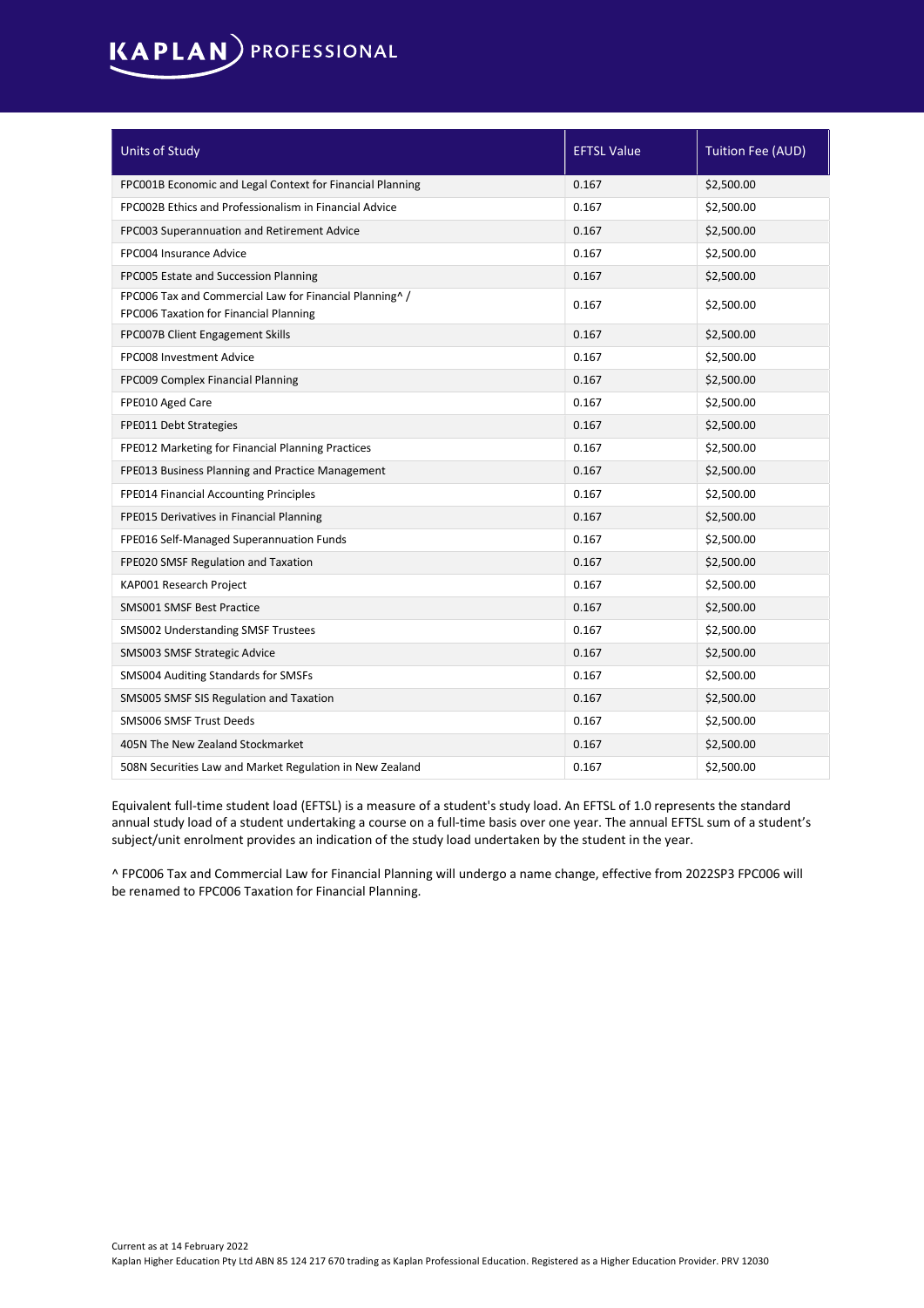| Units of Study | EFTSL Value | Tuition Fee (AUD) |
|---|---|---|
| FPC001B Economic and Legal Context for Financial Planning | 0.167 | $2,500.00 |
| FPC002B Ethics and Professionalism in Financial Advice | 0.167 | $2,500.00 |
| FPC003 Superannuation and Retirement Advice | 0.167 | $2,500.00 |
| FPC004 Insurance Advice | 0.167 | $2,500.00 |
| FPC005 Estate and Succession Planning | 0.167 | $2,500.00 |
| FPC006 Tax and Commercial Law for Financial Planning^ / FPC006 Taxation for Financial Planning | 0.167 | $2,500.00 |
| FPC007B Client Engagement Skills | 0.167 | $2,500.00 |
| FPC008 Investment Advice | 0.167 | $2,500.00 |
| FPC009 Complex Financial Planning | 0.167 | $2,500.00 |
| FPE010 Aged Care | 0.167 | $2,500.00 |
| FPE011 Debt Strategies | 0.167 | $2,500.00 |
| FPE012 Marketing for Financial Planning Practices | 0.167 | $2,500.00 |
| FPE013 Business Planning and Practice Management | 0.167 | $2,500.00 |
| FPE014 Financial Accounting Principles | 0.167 | $2,500.00 |
| FPE015 Derivatives in Financial Planning | 0.167 | $2,500.00 |
| FPE016 Self-Managed Superannuation Funds | 0.167 | $2,500.00 |
| FPE020 SMSF Regulation and Taxation | 0.167 | $2,500.00 |
| KAP001 Research Project | 0.167 | $2,500.00 |
| SMS001 SMSF Best Practice | 0.167 | $2,500.00 |
| SMS002 Understanding SMSF Trustees | 0.167 | $2,500.00 |
| SMS003 SMSF Strategic Advice | 0.167 | $2,500.00 |
| SMS004 Auditing Standards for SMSFs | 0.167 | $2,500.00 |
| SMS005 SMSF SIS Regulation and Taxation | 0.167 | $2,500.00 |
| SMS006 SMSF Trust Deeds | 0.167 | $2,500.00 |
| 405N The New Zealand Stockmarket | 0.167 | $2,500.00 |
| 508N Securities Law and Market Regulation in New Zealand | 0.167 | $2,500.00 |

Equivalent full-time student load (EFTSL) is a measure of a student's study load. An EFTSL of 1.0 represents the standard annual study load of a student undertaking a course on a full-time basis over one year. The annual EFTSL sum of a student's subject/unit enrolment provides an indication of the study load undertaken by the student in the year.

^ FPC006 Tax and Commercial Law for Financial Planning will undergo a name change, effective from 2022SP3 FPC006 will be renamed to FPC006 Taxation for Financial Planning.

Current as at 14 February 2022

Kaplan Higher Education Pty Ltd ABN 85 124 217 670 trading as Kaplan Professional Education. Registered as a Higher Education Provider. PRV 12030